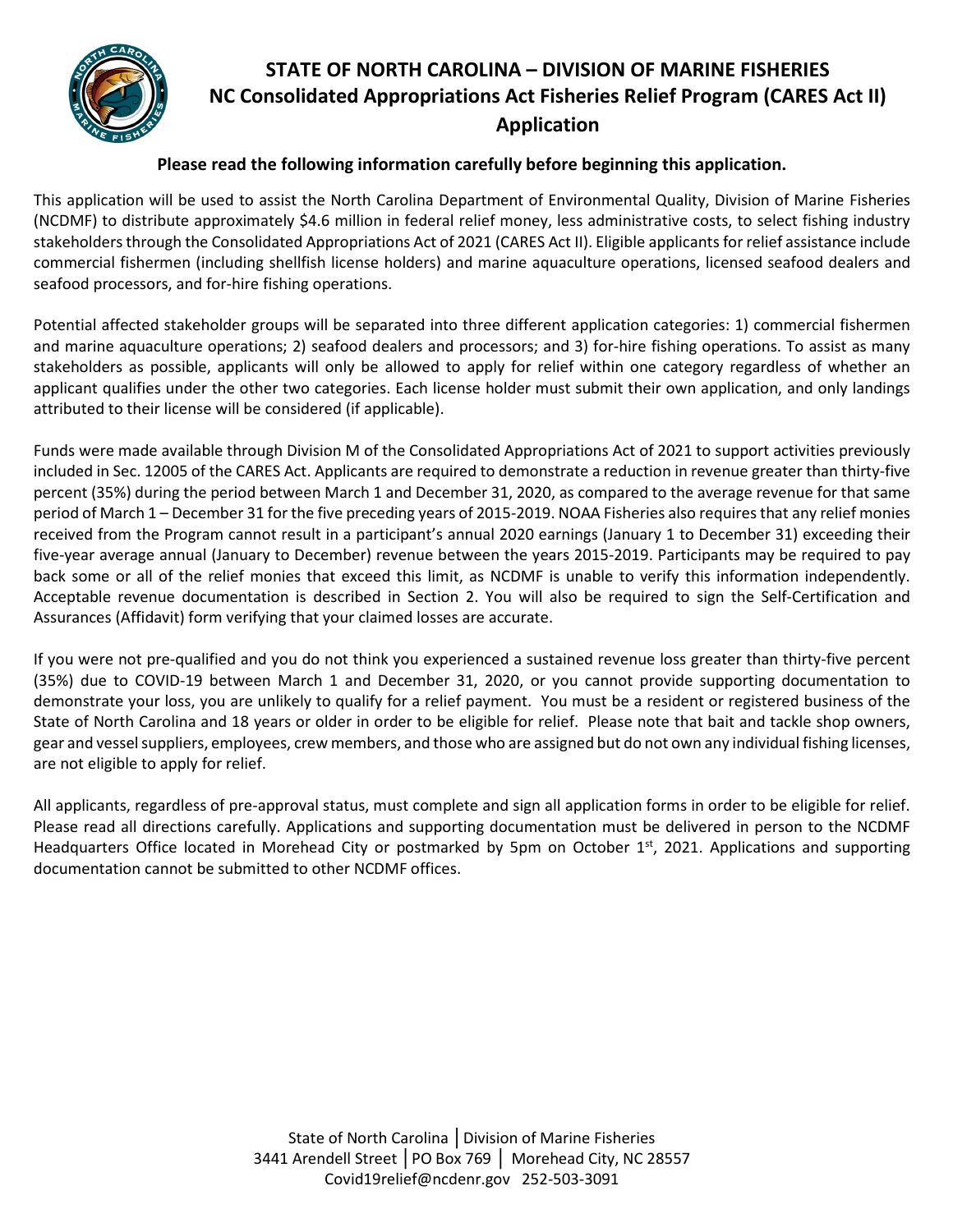# STATE OF NORTH CAROLINA – DIVISION OF MARINE FISHERIES
## NC Consolidated Appropriations Act Fisheries Relief Program (CARES Act II)
## Application

**Please read the following information carefully before beginning this application.**

This application will be used to assist the North Carolina Department of Environmental Quality, Division of Marine Fisheries (NCDMF) to distribute approximately $4.6 million in federal relief money, less administrative costs, to select fishing industry stakeholders through the Consolidated Appropriations Act of 2021 (CARES Act II). Eligible applicants for relief assistance include commercial fishermen (including shellfish license holders) and marine aquaculture operations, licensed seafood dealers and seafood processors, and for-hire fishing operations.

Potential affected stakeholder groups will be separated into three different application categories: 1) commercial fishermen and marine aquaculture operations; 2) seafood dealers and processors; and 3) for-hire fishing operations. To assist as many stakeholders as possible, applicants will only be allowed to apply for relief within one category regardless of whether an applicant qualifies under the other two categories. Each license holder must submit their own application, and only landings attributed to their license will be considered (if applicable).

Funds were made available through Division M of the Consolidated Appropriations Act of 2021 to support activities previously included in Sec. 12005 of the CARES Act. Applicants are required to demonstrate a reduction in revenue greater than thirty-five percent (35%) during the period between March 1 and December 31, 2020, as compared to the average revenue for that same period of March 1 – December 31 for the five preceding years of 2015-2019. NOAA Fisheries also requires that any relief monies received from the Program cannot result in a participant's annual 2020 earnings (January 1 to December 31) exceeding their five-year average annual (January to December) revenue between the years 2015-2019. Participants may be required to pay back some or all of the relief monies that exceed this limit, as NCDMF is unable to verify this information independently. Acceptable revenue documentation is described in Section 2. You will also be required to sign the Self-Certification and Assurances (Affidavit) form verifying that your claimed losses are accurate.

If you were not pre-qualified and you do not think you experienced a sustained revenue loss greater than thirty-five percent (35%) due to COVID-19 between March 1 and December 31, 2020, or you cannot provide supporting documentation to demonstrate your loss, you are unlikely to qualify for a relief payment. You must be a resident or registered business of the State of North Carolina and 18 years or older in order to be eligible for relief. Please note that bait and tackle shop owners, gear and vessel suppliers, employees, crew members, and those who are assigned but do not own any individual fishing licenses, are not eligible to apply for relief.

All applicants, regardless of pre-approval status, must complete and sign all application forms in order to be eligible for relief. Please read all directions carefully. Applications and supporting documentation must be delivered in person to the NCDMF Headquarters Office located in Morehead City or postmarked by 5pm on October 1st, 2021. Applications and supporting documentation cannot be submitted to other NCDMF offices.

State of North Carolina │Division of Marine Fisheries
3441 Arendell Street │PO Box 769 │ Morehead City, NC 28557
Covid19relief@ncdenr.gov 252-503-3091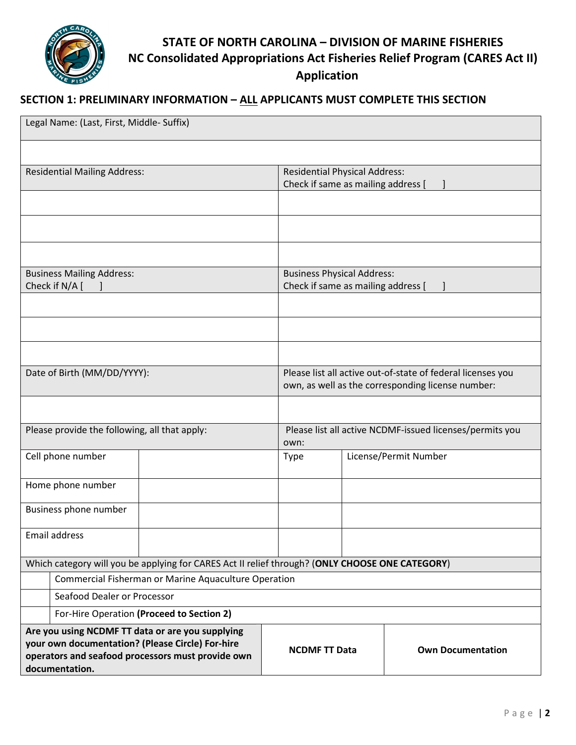## STATE OF NORTH CAROLINA – DIVISION OF MARINE FISHERIES
## NC Consolidated Appropriations Act Fisheries Relief Program (CARES Act II)
## Application

### SECTION 1: PRELIMINARY INFORMATION – ALL APPLICANTS MUST COMPLETE THIS SECTION

| Legal Name: (Last, First, Middle- Suffix) | |
|---|---|
| | |
| **Residential Mailing Address:** | **Residential Physical Address:** Check if same as mailing address [ ] |
| | |
| | |
| | |
| **Business Mailing Address:** Check if N/A [ ] | **Business Physical Address:** Check if same as mailing address [ ] |
| | |
| | |
| | |
| **Date of Birth (MM/DD/YYYY):** | **Please list all active out-of-state of federal licenses you own, as well as the corresponding license number:** |
| | |

| Please provide the following, all that apply: | | Please list all active NCDMF-issued licenses/permits you own: | |
|---|---|---|---|
| Cell phone number | | Type | License/Permit Number |
| Home phone number | | | |
| Business phone number | | | |
| Email address | | | |

Which category will you be applying for CARES Act II relief through? (**ONLY CHOOSE ONE CATEGORY**)

| | Category |
|---|---|
| | Commercial Fisherman or Marine Aquaculture Operation |
| | Seafood Dealer or Processor |
| | For-Hire Operation **(Proceed to Section 2)** |

| **Are you using NCDMF TT data or are you supplying your own documentation? (Please Circle) For-hire operators and seafood processors must provide own documentation.** | **NCDMF TT Data** | **Own Documentation** |
|---|---|---|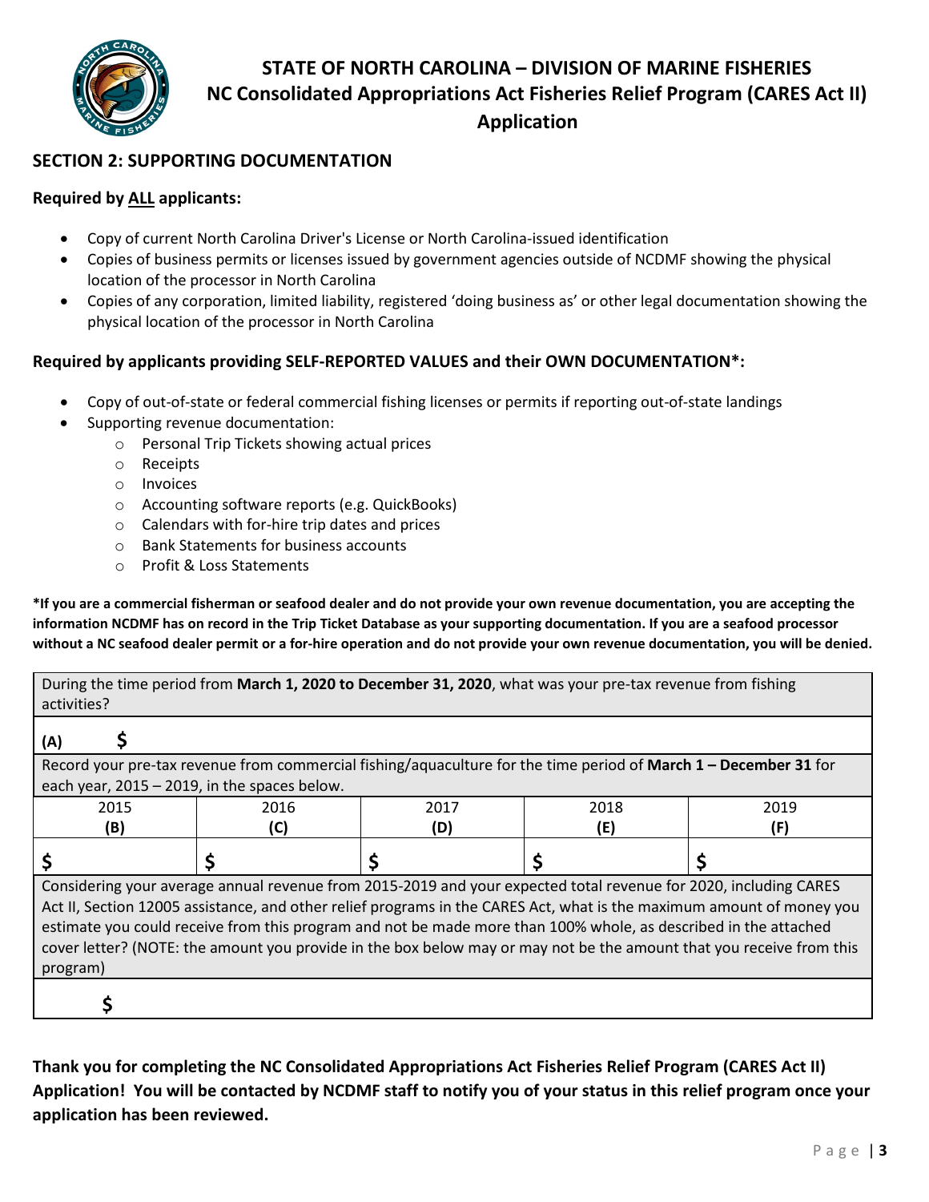# STATE OF NORTH CAROLINA – DIVISION OF MARINE FISHERIES
# NC Consolidated Appropriations Act Fisheries Relief Program (CARES Act II) Application

## SECTION 2: SUPPORTING DOCUMENTATION

**Required by ALL applicants:**

- Copy of current North Carolina Driver's License or North Carolina-issued identification
- Copies of business permits or licenses issued by government agencies outside of NCDMF showing the physical location of the processor in North Carolina
- Copies of any corporation, limited liability, registered 'doing business as' or other legal documentation showing the physical location of the processor in North Carolina

**Required by applicants providing SELF-REPORTED VALUES and their OWN DOCUMENTATION*:**

- Copy of out-of-state or federal commercial fishing licenses or permits if reporting out-of-state landings
- Supporting revenue documentation:
  - Personal Trip Tickets showing actual prices
  - Receipts
  - Invoices
  - Accounting software reports (e.g. QuickBooks)
  - Calendars with for-hire trip dates and prices
  - Bank Statements for business accounts
  - Profit & Loss Statements

**\*If you are a commercial fisherman or seafood dealer and do not provide your own revenue documentation, you are accepting the information NCDMF has on record in the Trip Ticket Database as your supporting documentation. If you are a seafood processor without a NC seafood dealer permit or a for-hire operation and do not provide your own revenue documentation, you will be denied.**

| | | | | |
|---|---|---|---|---|
| During the time period from **March 1, 2020 to December 31, 2020**, what was your pre-tax revenue from fishing activities? | | | | |
| **(A)** **$** | | | | |
| Record your pre-tax revenue from commercial fishing/aquaculture for the time period of **March 1 – December 31** for each year, 2015 – 2019, in the spaces below. | | | | |
| 2015 **(B)** | 2016 **(C)** | 2017 **(D)** | 2018 **(E)** | 2019 **(F)** |
| **$** | **$** | **$** | **$** | **$** |
| Considering your average annual revenue from 2015-2019 and your expected total revenue for 2020, including CARES Act II, Section 12005 assistance, and other relief programs in the CARES Act, what is the maximum amount of money you estimate you could receive from this program and not be made more than 100% whole, as described in the attached cover letter? (NOTE: the amount you provide in the box below may or may not be the amount that you receive from this program) | | | | |
| **$** | | | | |

**Thank you for completing the NC Consolidated Appropriations Act Fisheries Relief Program (CARES Act II) Application! You will be contacted by NCDMF staff to notify you of your status in this relief program once your application has been reviewed.**